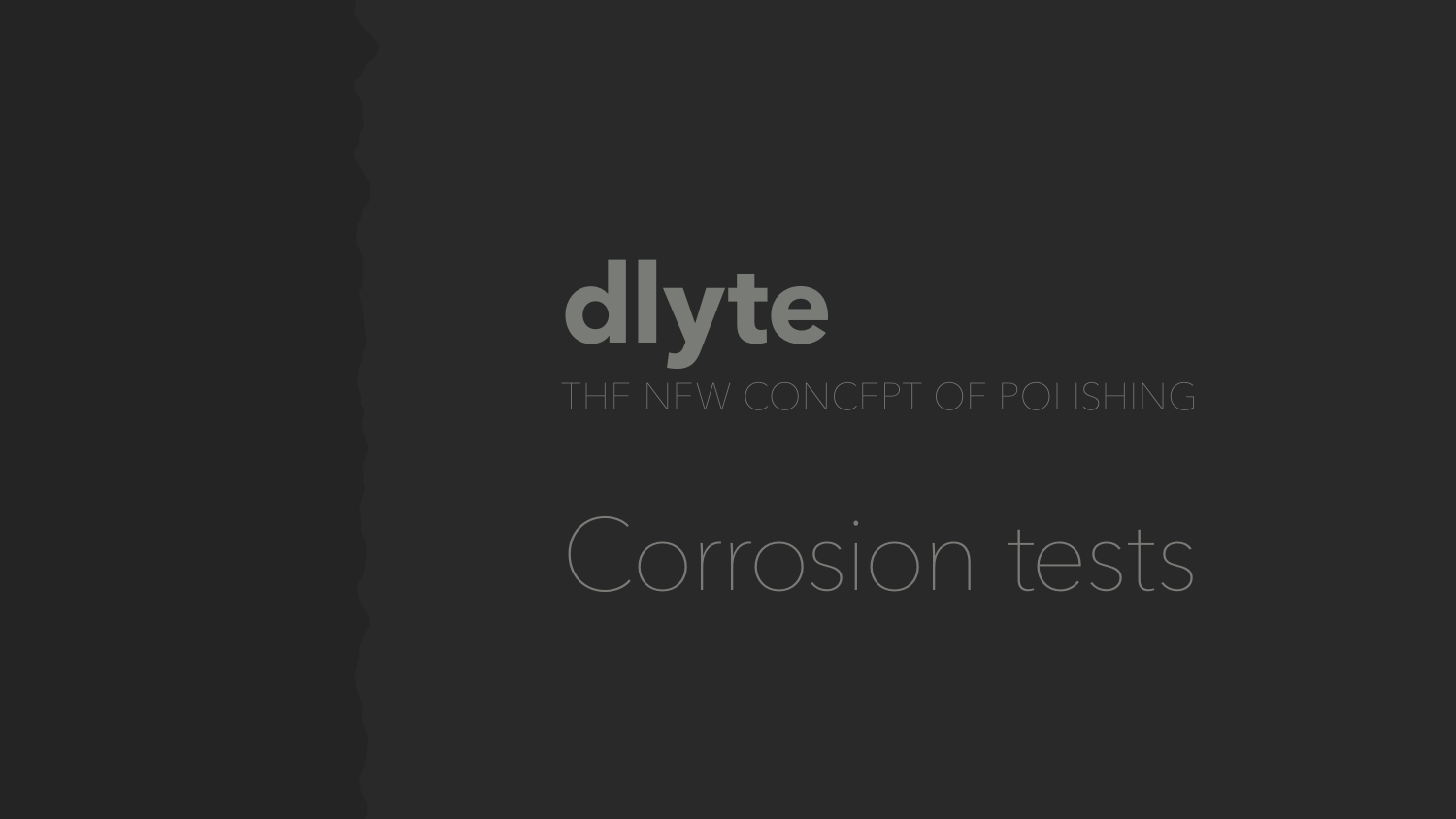# dlyte

THE NEW CONCEPT OF POLISHING

## Corrosion tests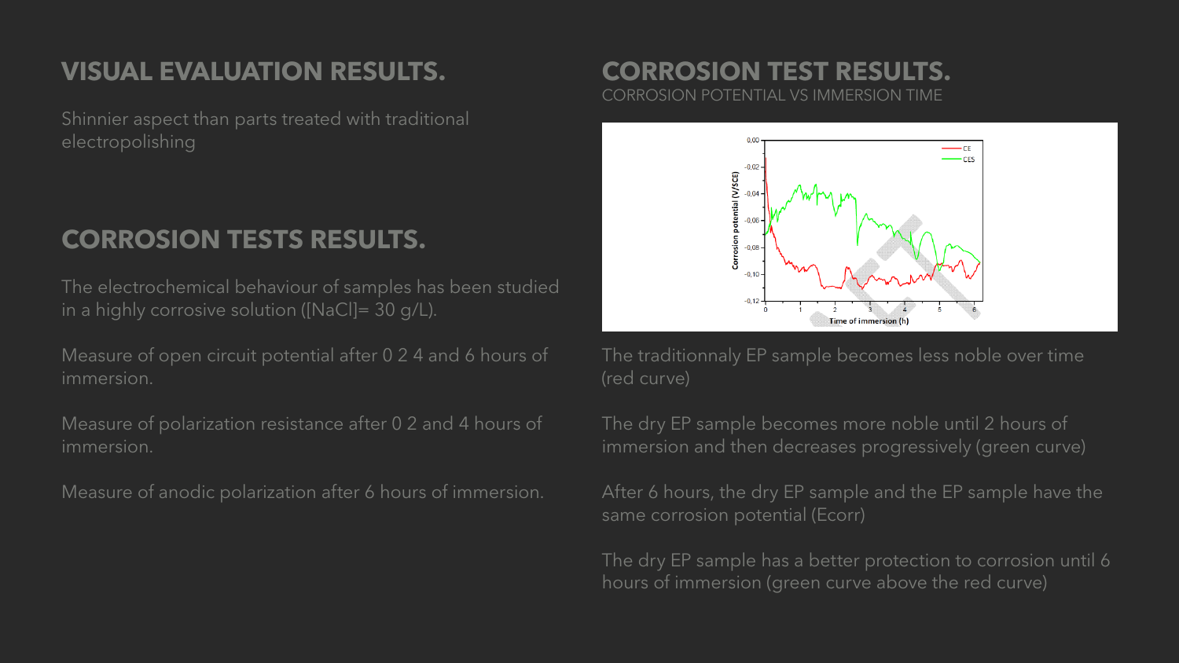## VISUAL EVALUATION RESULTS.

Shinnier aspect than parts treated with traditional electropolishing

## CORROSION TESTS RESULTS.

The electrochemical behaviour of samples has been studied in a highly corrosive solution ([NaCl]= 30 g/L).

Measure of open circuit potential after 0 2 4 and 6 hours of immersion.

Measure of polarization resistance after 0 2 and 4 hours of immersion.

Measure of anodic polarization after 6 hours of immersion.

## CORROSION TEST RESULTS.

CORROSION POTENTIAL VS IMMERSION TIME

The traditionnaly EP sample becomes less noble over time (red curve)

The dry EP sample becomes more noble until 2 hours of immersion and then decreases progressively (green curve)

After 6 hours, the dry EP sample and the EP sample have the same corrosion potential (Ecorr)

The dry EP sample has a better protection to corrosion until 6 hours of immersion (green curve above the red curve)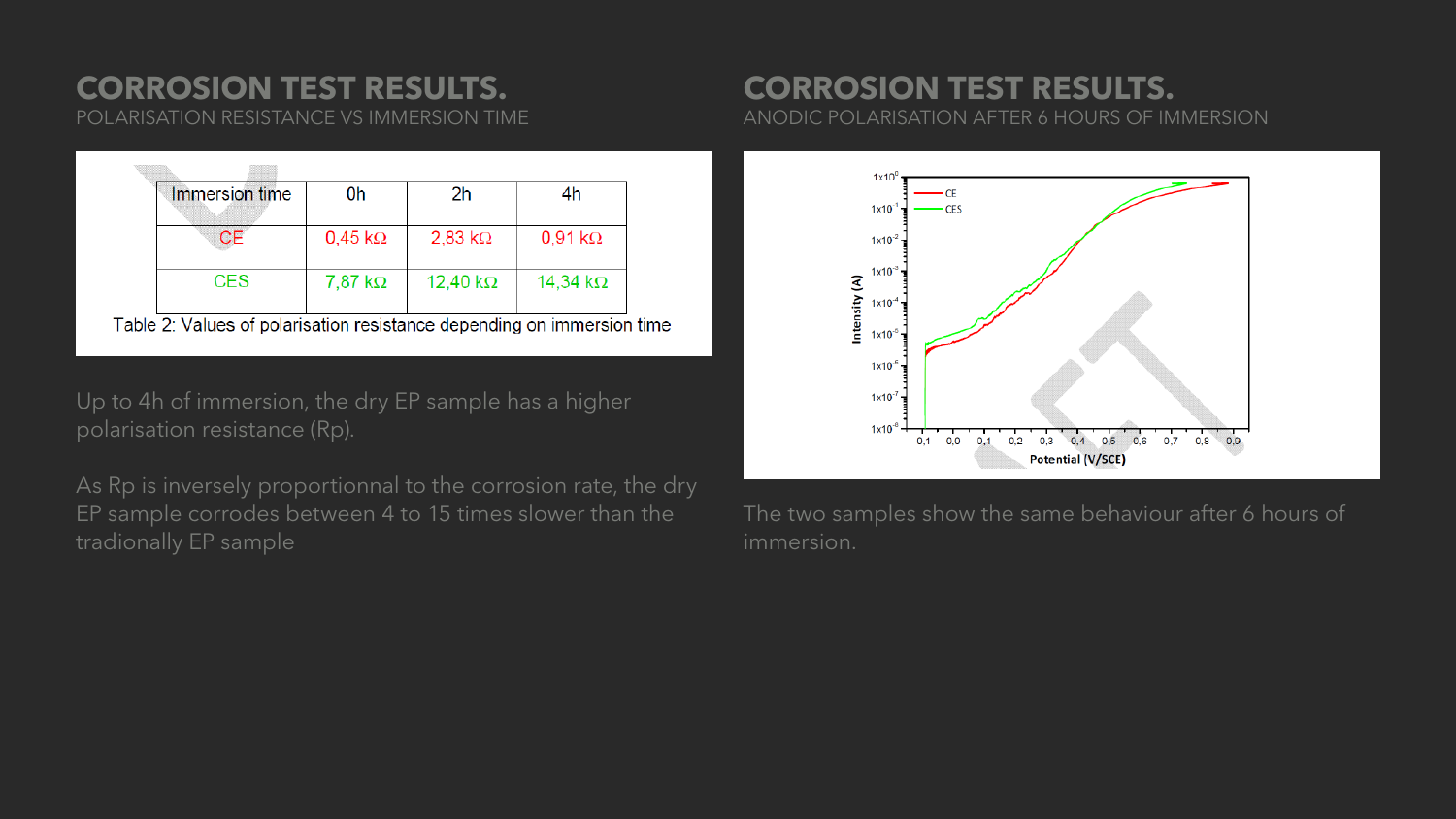## CORROSION TEST RESULTS.

POLARISATION RESISTANCE VS IMMERSION TIME

| Immersion time | 0h | 2h | 4h |
|---|---|---|---|
| CE | 0,45 kΩ | 2,83 kΩ | 0,91 kΩ |
| CES | 7,87 kΩ | 12,40 kΩ | 14,34 kΩ |

Table 2: Values of polarisation resistance depending on immersion time

Up to 4h of immersion, the dry EP sample has a higher polarisation resistance (Rp).

As Rp is inversely proportionnal to the corrosion rate, the dry EP sample corrodes between 4 to 15 times slower than the tradionally EP sample

## CORROSION TEST RESULTS.

ANODIC POLARISATION AFTER 6 HOURS OF IMMERSION

The two samples show the same behaviour after 6 hours of immersion.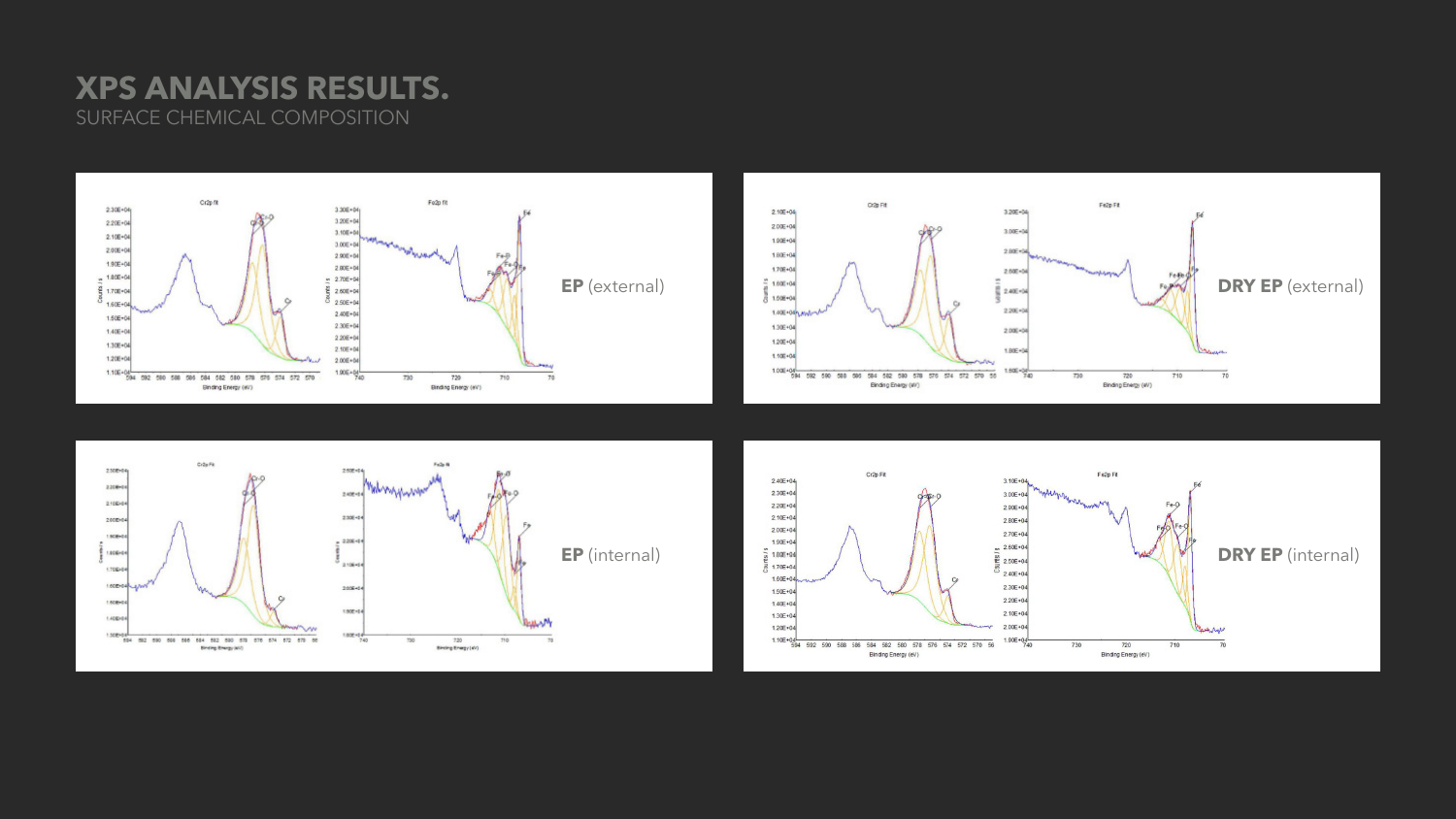# XPS ANALYSIS RESULTS.

SURFACE CHEMICAL COMPOSITION

**EP** (external)

**DRY EP** (external)

**EP** (internal)

**DRY EP** (internal)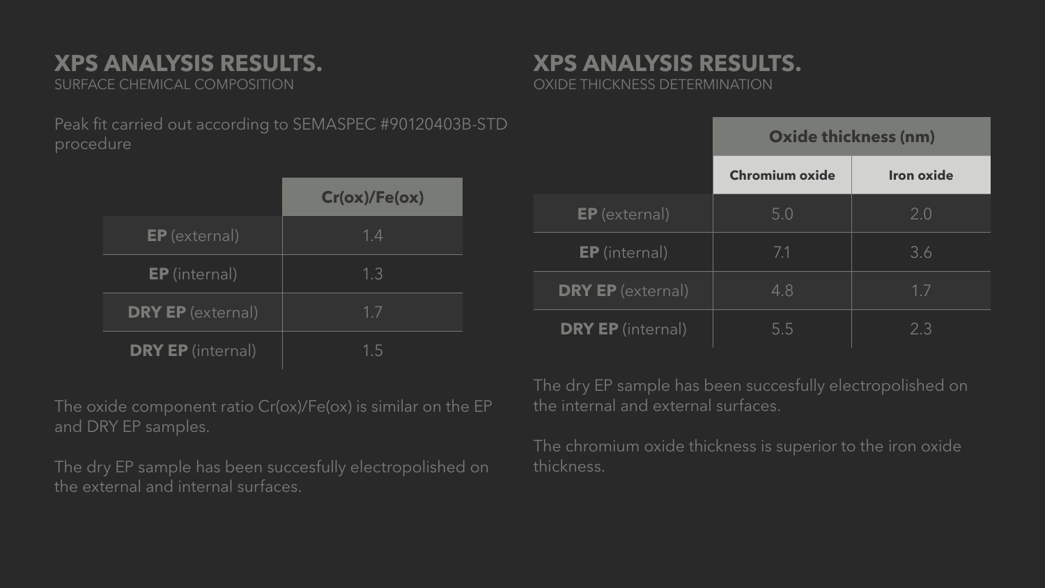## XPS ANALYSIS RESULTS.

SURFACE CHEMICAL COMPOSITION

Peak fit carried out according to SEMASPEC #90120403B-STD procedure

| | Cr(ox)/Fe(ox) |
|---|---|
| **EP** (external) | 1.4 |
| **EP** (internal) | 1.3 |
| **DRY EP** (external) | 1.7 |
| **DRY EP** (internal) | 1.5 |

The oxide component ratio Cr(ox)/Fe(ox) is similar on the EP and DRY EP samples.

The dry EP sample has been succesfully electropolished on the external and internal surfaces.

## XPS ANALYSIS RESULTS.

OXIDE THICKNESS DETERMINATION

| | Oxide thickness (nm) | |
|---|---|---|
| | **Chromium oxide** | **Iron oxide** |
| **EP** (external) | 5.0 | 2.0 |
| **EP** (internal) | 7.1 | 3.6 |
| **DRY EP** (external) | 4.8 | 1.7 |
| **DRY EP** (internal) | 5.5 | 2.3 |

The dry EP sample has been succesfully electropolished on the internal and external surfaces.

The chromium oxide thickness is superior to the iron oxide thickness.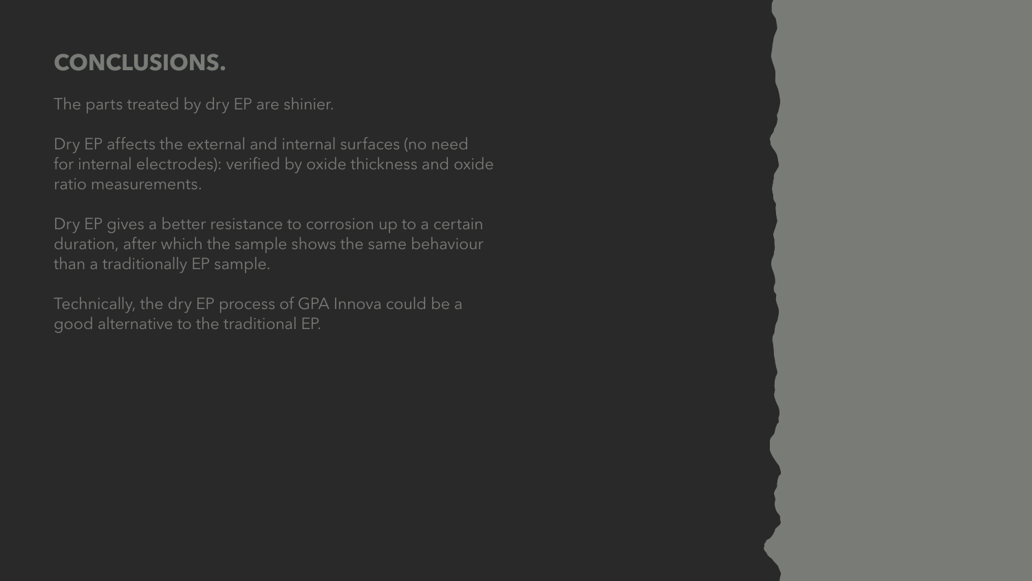# CONCLUSIONS.

The parts treated by dry EP are shinier.

Dry EP affects the external and internal surfaces (no need for internal electrodes): verified by oxide thickness and oxide ratio measurements.

Dry EP gives a better resistance to corrosion up to a certain duration, after which the sample shows the same behaviour than a traditionally EP sample.

Technically, the dry EP process of GPA Innova could be a good alternative to the traditional EP.